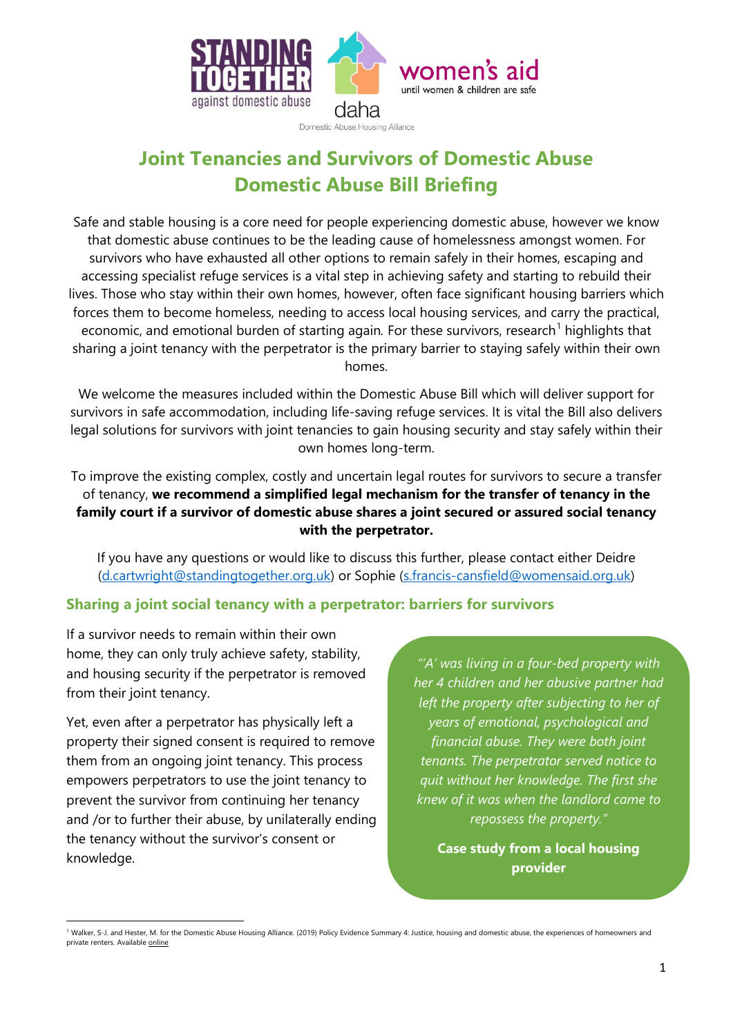STANDING TOGETHER against domestic abuse

daha Domestic Abuse Housing Alliance

women's aid until women & children are safe

# Joint Tenancies and Survivors of Domestic Abuse
# Domestic Abuse Bill Briefing

Safe and stable housing is a core need for people experiencing domestic abuse, however we know that domestic abuse continues to be the leading cause of homelessness amongst women. For survivors who have exhausted all other options to remain safely in their homes, escaping and accessing specialist refuge services is a vital step in achieving safety and starting to rebuild their lives. Those who stay within their own homes, however, often face significant housing barriers which forces them to become homeless, needing to access local housing services, and carry the practical, economic, and emotional burden of starting again. For these survivors, research[1] highlights that sharing a joint tenancy with the perpetrator is the primary barrier to staying safely within their own homes.

We welcome the measures included within the Domestic Abuse Bill which will deliver support for survivors in safe accommodation, including life-saving refuge services. It is vital the Bill also delivers legal solutions for survivors with joint tenancies to gain housing security and stay safely within their own homes long-term.

To improve the existing complex, costly and uncertain legal routes for survivors to secure a transfer of tenancy, **we recommend a simplified legal mechanism for the transfer of tenancy in the family court if a survivor of domestic abuse shares a joint secured or assured social tenancy with the perpetrator.**

If you have any questions or would like to discuss this further, please contact either Deidre (d.cartwright@standingtogether.org.uk) or Sophie (s.francis-cansfield@womensaid.org.uk)

## Sharing a joint social tenancy with a perpetrator: barriers for survivors

If a survivor needs to remain within their own home, they can only truly achieve safety, stability, and housing security if the perpetrator is removed from their joint tenancy.

Yet, even after a perpetrator has physically left a property their signed consent is required to remove them from an ongoing joint tenancy. This process empowers perpetrators to use the joint tenancy to prevent the survivor from continuing her tenancy and /or to further their abuse, by unilaterally ending the tenancy without the survivor's consent or knowledge.

> *"'A' was living in a four-bed property with her 4 children and her abusive partner had left the property after subjecting to her of years of emotional, psychological and financial abuse. They were both joint tenants. The perpetrator served notice to quit without her knowledge. The first she knew of it was when the landlord came to repossess the property."*
>
> **Case study from a local housing provider**

[1] Walker, S-J. and Hester, M. for the Domestic Abuse Housing Alliance. (2019) Policy Evidence Summary 4: Justice, housing and domestic abuse, the experiences of homeowners and private renters. Available online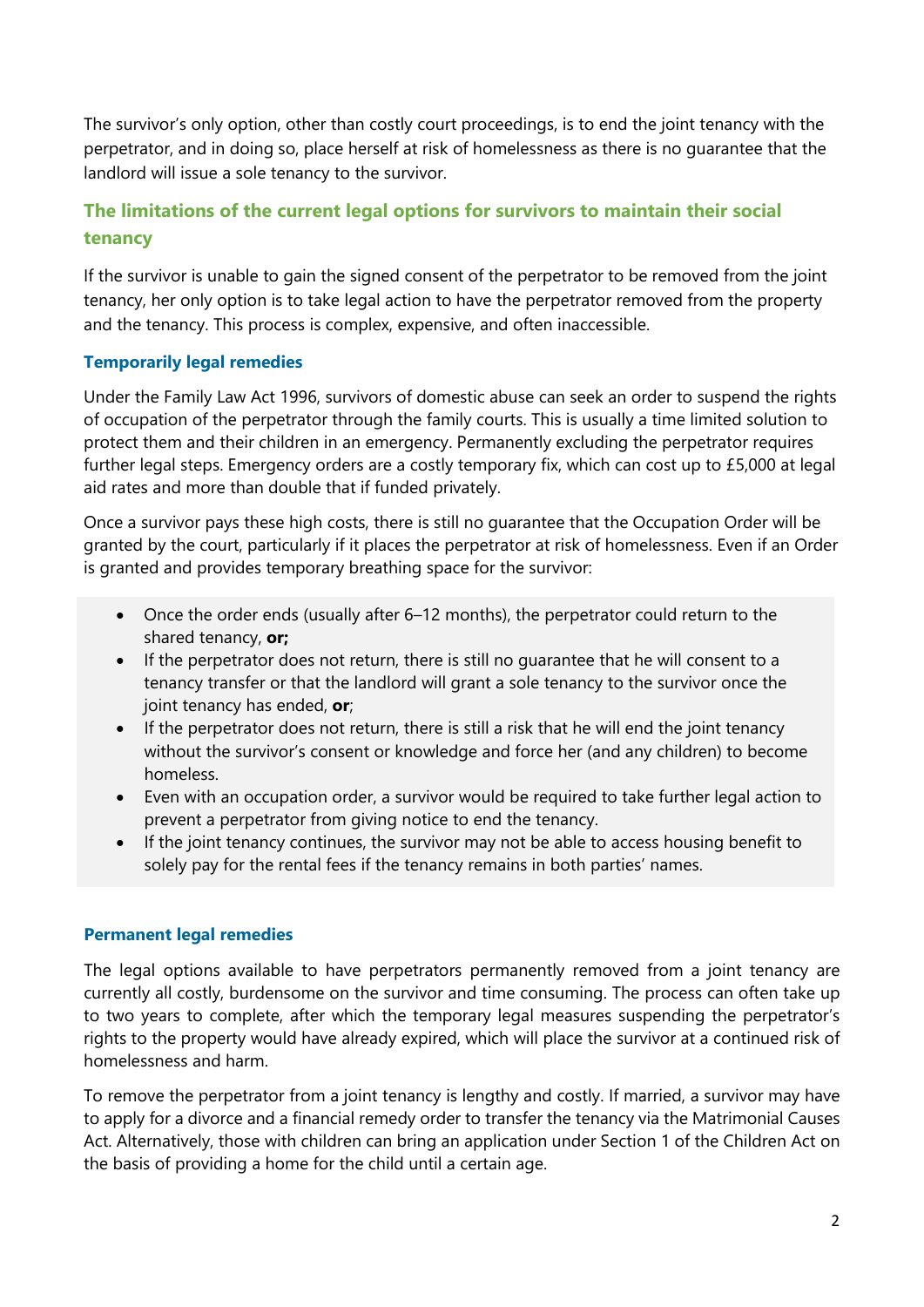The survivor's only option, other than costly court proceedings, is to end the joint tenancy with the perpetrator, and in doing so, place herself at risk of homelessness as there is no guarantee that the landlord will issue a sole tenancy to the survivor.

## The limitations of the current legal options for survivors to maintain their social tenancy

If the survivor is unable to gain the signed consent of the perpetrator to be removed from the joint tenancy, her only option is to take legal action to have the perpetrator removed from the property and the tenancy. This process is complex, expensive, and often inaccessible.

### Temporarily legal remedies

Under the Family Law Act 1996, survivors of domestic abuse can seek an order to suspend the rights of occupation of the perpetrator through the family courts. This is usually a time limited solution to protect them and their children in an emergency. Permanently excluding the perpetrator requires further legal steps. Emergency orders are a costly temporary fix, which can cost up to £5,000 at legal aid rates and more than double that if funded privately.

Once a survivor pays these high costs, there is still no guarantee that the Occupation Order will be granted by the court, particularly if it places the perpetrator at risk of homelessness. Even if an Order is granted and provides temporary breathing space for the survivor:

- Once the order ends (usually after 6–12 months), the perpetrator could return to the shared tenancy, **or;**
- If the perpetrator does not return, there is still no guarantee that he will consent to a tenancy transfer or that the landlord will grant a sole tenancy to the survivor once the joint tenancy has ended, **or**;
- If the perpetrator does not return, there is still a risk that he will end the joint tenancy without the survivor's consent or knowledge and force her (and any children) to become homeless.
- Even with an occupation order, a survivor would be required to take further legal action to prevent a perpetrator from giving notice to end the tenancy.
- If the joint tenancy continues, the survivor may not be able to access housing benefit to solely pay for the rental fees if the tenancy remains in both parties' names.

### Permanent legal remedies

The legal options available to have perpetrators permanently removed from a joint tenancy are currently all costly, burdensome on the survivor and time consuming. The process can often take up to two years to complete, after which the temporary legal measures suspending the perpetrator's rights to the property would have already expired, which will place the survivor at a continued risk of homelessness and harm.

To remove the perpetrator from a joint tenancy is lengthy and costly. If married, a survivor may have to apply for a divorce and a financial remedy order to transfer the tenancy via the Matrimonial Causes Act. Alternatively, those with children can bring an application under Section 1 of the Children Act on the basis of providing a home for the child until a certain age.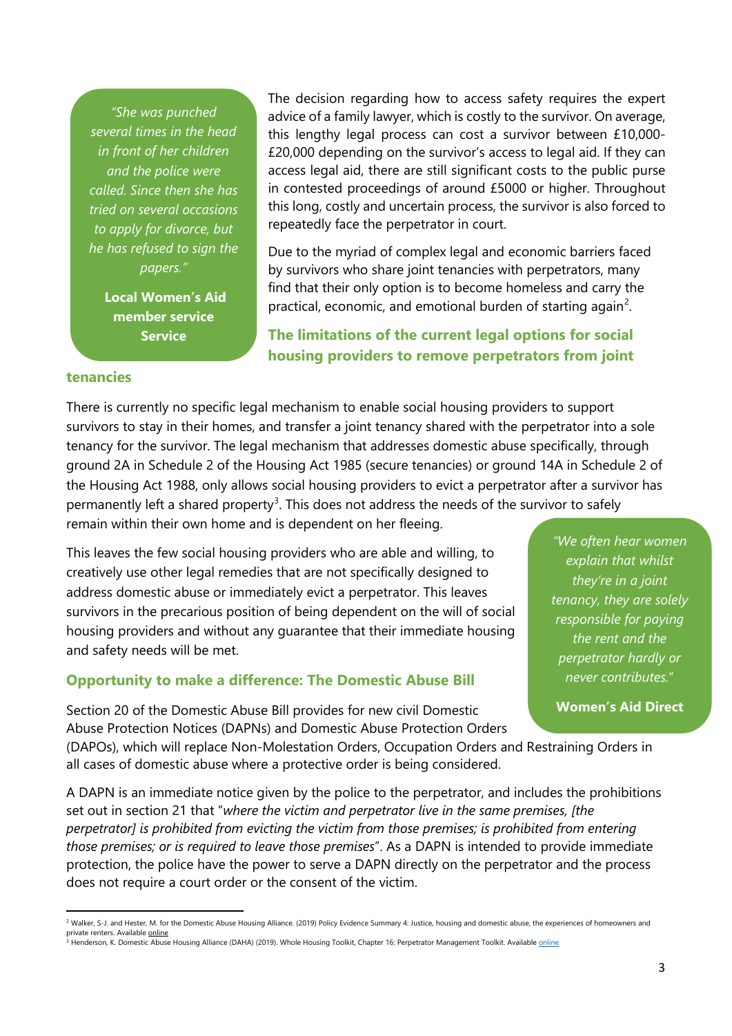> *"She was punched several times in the head in front of her children and the police were called. Since then she has tried on several occasions to apply for divorce, but he has refused to sign the papers."*
>
> **Local Women's Aid member service Service**

The decision regarding how to access safety requires the expert advice of a family lawyer, which is costly to the survivor. On average, this lengthy legal process can cost a survivor between £10,000-£20,000 depending on the survivor's access to legal aid. If they can access legal aid, there are still significant costs to the public purse in contested proceedings of around £5000 or higher. Throughout this long, costly and uncertain process, the survivor is also forced to repeatedly face the perpetrator in court.

Due to the myriad of complex legal and economic barriers faced by survivors who share joint tenancies with perpetrators, many find that their only option is to become homeless and carry the practical, economic, and emotional burden of starting again[2].

## The limitations of the current legal options for social housing providers to remove perpetrators from joint tenancies

There is currently no specific legal mechanism to enable social housing providers to support survivors to stay in their homes, and transfer a joint tenancy shared with the perpetrator into a sole tenancy for the survivor. The legal mechanism that addresses domestic abuse specifically, through ground 2A in Schedule 2 of the Housing Act 1985 (secure tenancies) or ground 14A in Schedule 2 of the Housing Act 1988, only allows social housing providers to evict a perpetrator after a survivor has permanently left a shared property[3]. This does not address the needs of the survivor to safely remain within their own home and is dependent on her fleeing.

This leaves the few social housing providers who are able and willing, to creatively use other legal remedies that are not specifically designed to address domestic abuse or immediately evict a perpetrator. This leaves survivors in the precarious position of being dependent on the will of social housing providers and without any guarantee that their immediate housing and safety needs will be met.

> *"We often hear women explain that whilst they're in a joint tenancy, they are solely responsible for paying the rent and the perpetrator hardly or never contributes."*
>
> **Women's Aid Direct**

## Opportunity to make a difference: The Domestic Abuse Bill

Section 20 of the Domestic Abuse Bill provides for new civil Domestic Abuse Protection Notices (DAPNs) and Domestic Abuse Protection Orders (DAPOs), which will replace Non-Molestation Orders, Occupation Orders and Restraining Orders in all cases of domestic abuse where a protective order is being considered.

A DAPN is an immediate notice given by the police to the perpetrator, and includes the prohibitions set out in section 21 that "*where the victim and perpetrator live in the same premises, [the perpetrator] is prohibited from evicting the victim from those premises; is prohibited from entering those premises; or is required to leave those premises*". As a DAPN is intended to provide immediate protection, the police have the power to serve a DAPN directly on the perpetrator and the process does not require a court order or the consent of the victim.

---

[2] Walker, S-J. and Hester, M. for the Domestic Abuse Housing Alliance. (2019) Policy Evidence Summary 4: Justice, housing and domestic abuse, the experiences of homeowners and private renters. Available online

[3] Henderson, K. Domestic Abuse Housing Alliance (DAHA) (2019). Whole Housing Toolkit, Chapter 16: Perpetrator Management Toolkit. Available online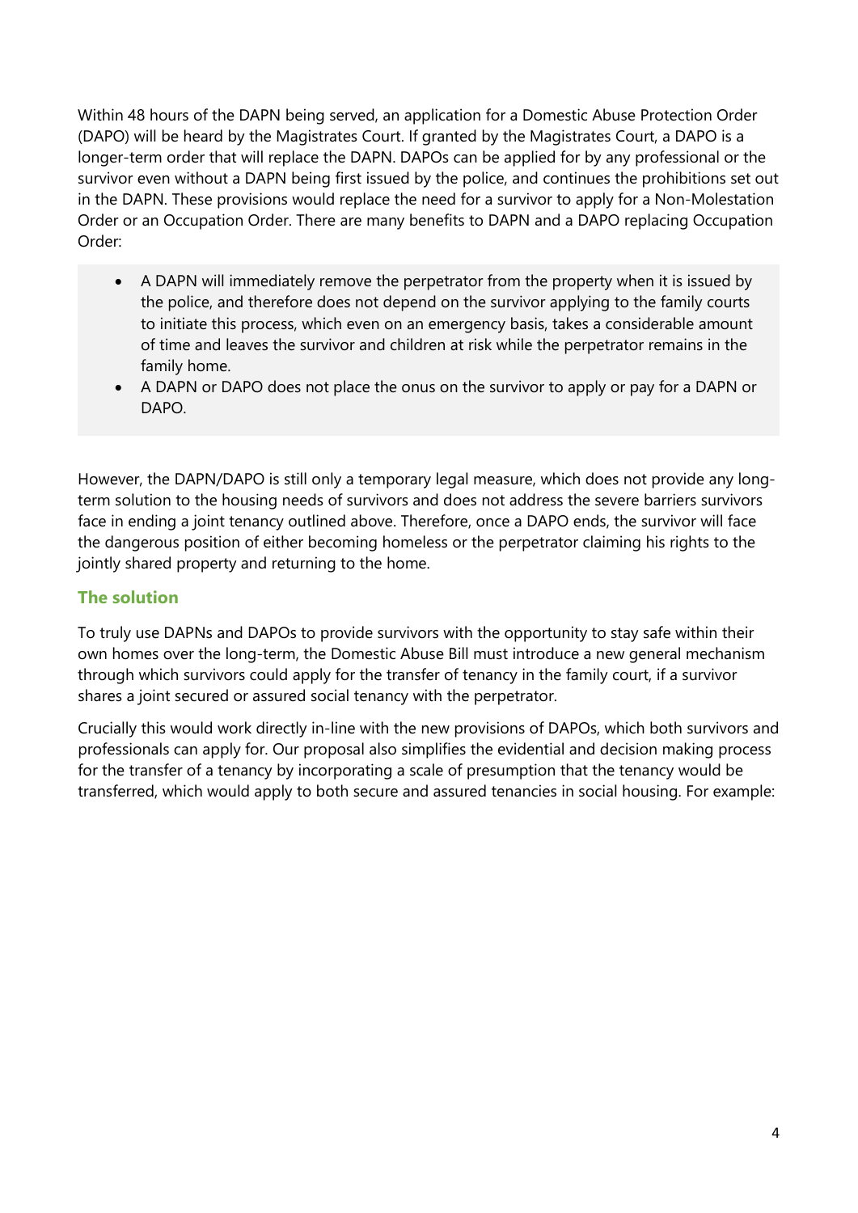Within 48 hours of the DAPN being served, an application for a Domestic Abuse Protection Order (DAPO) will be heard by the Magistrates Court. If granted by the Magistrates Court, a DAPO is a longer-term order that will replace the DAPN. DAPOs can be applied for by any professional or the survivor even without a DAPN being first issued by the police, and continues the prohibitions set out in the DAPN. These provisions would replace the need for a survivor to apply for a Non-Molestation Order or an Occupation Order. There are many benefits to DAPN and a DAPO replacing Occupation Order:

- A DAPN will immediately remove the perpetrator from the property when it is issued by the police, and therefore does not depend on the survivor applying to the family courts to initiate this process, which even on an emergency basis, takes a considerable amount of time and leaves the survivor and children at risk while the perpetrator remains in the family home.
- A DAPN or DAPO does not place the onus on the survivor to apply or pay for a DAPN or DAPO.

However, the DAPN/DAPO is still only a temporary legal measure, which does not provide any long-term solution to the housing needs of survivors and does not address the severe barriers survivors face in ending a joint tenancy outlined above. Therefore, once a DAPO ends, the survivor will face the dangerous position of either becoming homeless or the perpetrator claiming his rights to the jointly shared property and returning to the home.

### The solution

To truly use DAPNs and DAPOs to provide survivors with the opportunity to stay safe within their own homes over the long-term, the Domestic Abuse Bill must introduce a new general mechanism through which survivors could apply for the transfer of tenancy in the family court, if a survivor shares a joint secured or assured social tenancy with the perpetrator.

Crucially this would work directly in-line with the new provisions of DAPOs, which both survivors and professionals can apply for. Our proposal also simplifies the evidential and decision making process for the transfer of a tenancy by incorporating a scale of presumption that the tenancy would be transferred, which would apply to both secure and assured tenancies in social housing. For example: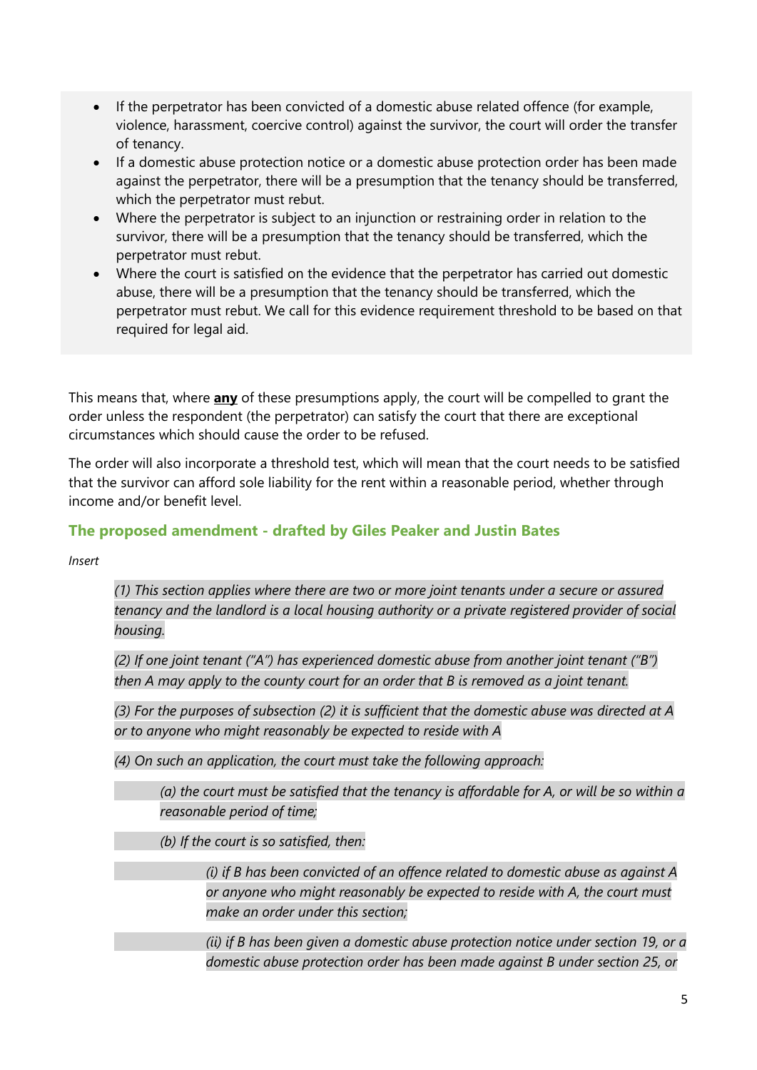- If the perpetrator has been convicted of a domestic abuse related offence (for example, violence, harassment, coercive control) against the survivor, the court will order the transfer of tenancy.
- If a domestic abuse protection notice or a domestic abuse protection order has been made against the perpetrator, there will be a presumption that the tenancy should be transferred, which the perpetrator must rebut.
- Where the perpetrator is subject to an injunction or restraining order in relation to the survivor, there will be a presumption that the tenancy should be transferred, which the perpetrator must rebut.
- Where the court is satisfied on the evidence that the perpetrator has carried out domestic abuse, there will be a presumption that the tenancy should be transferred, which the perpetrator must rebut. We call for this evidence requirement threshold to be based on that required for legal aid.

This means that, where **any** of these presumptions apply, the court will be compelled to grant the order unless the respondent (the perpetrator) can satisfy the court that there are exceptional circumstances which should cause the order to be refused.

The order will also incorporate a threshold test, which will mean that the court needs to be satisfied that the survivor can afford sole liability for the rent within a reasonable period, whether through income and/or benefit level.

### The proposed amendment - drafted by Giles Peaker and Justin Bates

*Insert*

> *(1) This section applies where there are two or more joint tenants under a secure or assured tenancy and the landlord is a local housing authority or a private registered provider of social housing.*
>
> *(2) If one joint tenant ("A") has experienced domestic abuse from another joint tenant ("B") then A may apply to the county court for an order that B is removed as a joint tenant.*
>
> *(3) For the purposes of subsection (2) it is sufficient that the domestic abuse was directed at A or to anyone who might reasonably be expected to reside with A*
>
> *(4) On such an application, the court must take the following approach:*
>
> > *(a) the court must be satisfied that the tenancy is affordable for A, or will be so within a reasonable period of time;*
> >
> > *(b) If the court is so satisfied, then:*
> >
> > > *(i) if B has been convicted of an offence related to domestic abuse as against A or anyone who might reasonably be expected to reside with A, the court must make an order under this section;*
> > >
> > > *(ii) if B has been given a domestic abuse protection notice under section 19, or a domestic abuse protection order has been made against B under section 25, or*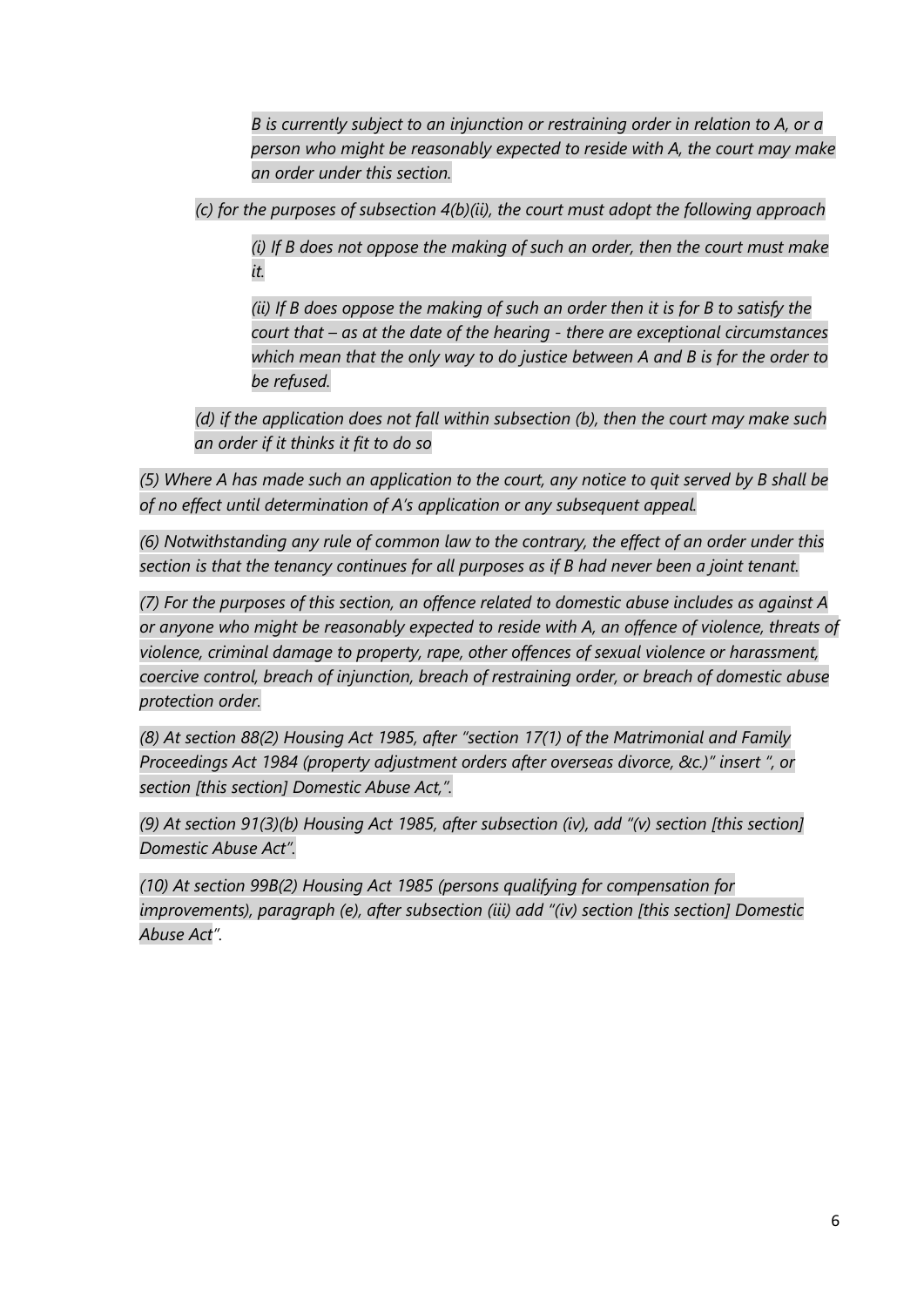*B is currently subject to an injunction or restraining order in relation to A, or a person who might be reasonably expected to reside with A, the court may make an order under this section.*

*(c) for the purposes of subsection 4(b)(ii), the court must adopt the following approach*

*(i) If B does not oppose the making of such an order, then the court must make it.*

*(ii) If B does oppose the making of such an order then it is for B to satisfy the court that – as at the date of the hearing - there are exceptional circumstances which mean that the only way to do justice between A and B is for the order to be refused.*

*(d) if the application does not fall within subsection (b), then the court may make such an order if it thinks it fit to do so*

*(5) Where A has made such an application to the court, any notice to quit served by B shall be of no effect until determination of A's application or any subsequent appeal.*

*(6) Notwithstanding any rule of common law to the contrary, the effect of an order under this section is that the tenancy continues for all purposes as if B had never been a joint tenant.*

*(7) For the purposes of this section, an offence related to domestic abuse includes as against A or anyone who might be reasonably expected to reside with A, an offence of violence, threats of violence, criminal damage to property, rape, other offences of sexual violence or harassment, coercive control, breach of injunction, breach of restraining order, or breach of domestic abuse protection order.*

*(8) At section 88(2) Housing Act 1985, after "section 17(1) of the Matrimonial and Family Proceedings Act 1984 (property adjustment orders after overseas divorce, &c.)" insert ", or section [this section] Domestic Abuse Act,".*

*(9) At section 91(3)(b) Housing Act 1985, after subsection (iv), add "(v) section [this section] Domestic Abuse Act".*

*(10) At section 99B(2) Housing Act 1985 (persons qualifying for compensation for improvements), paragraph (e), after subsection (iii) add "(iv) section [this section] Domestic Abuse Act".*